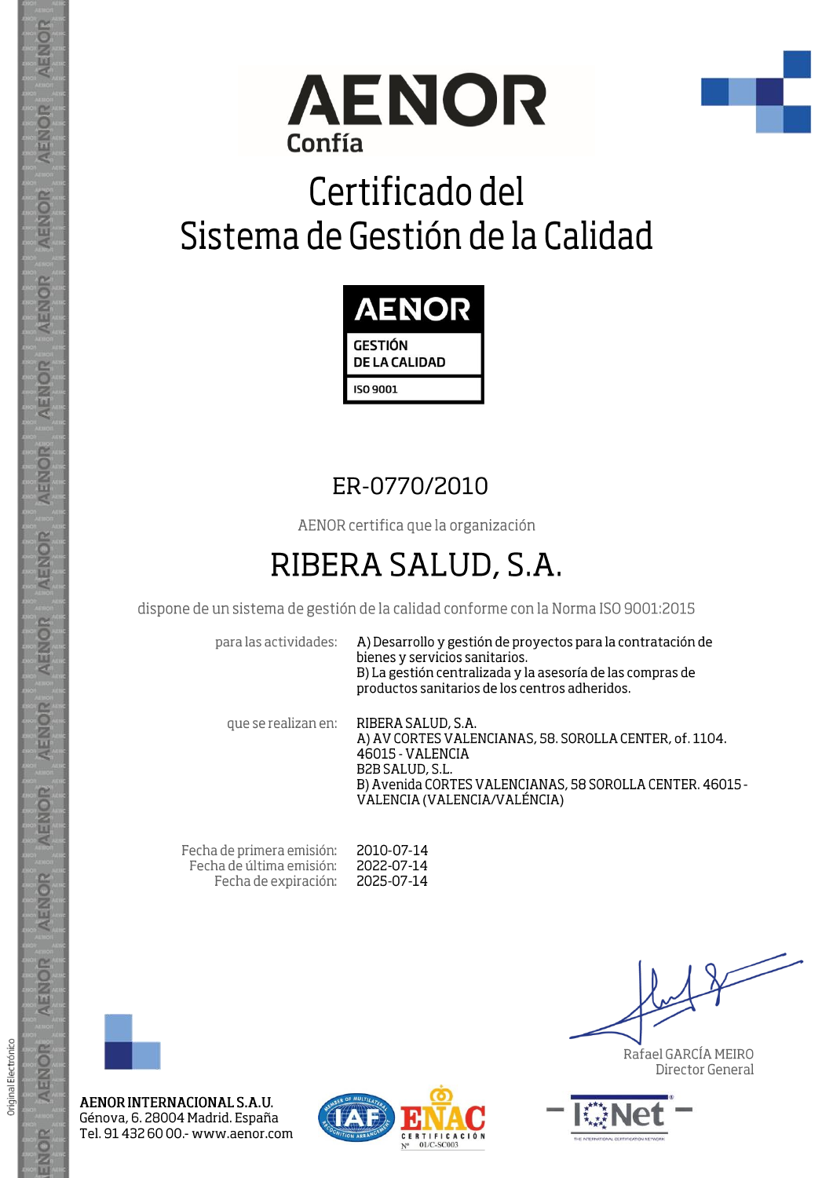AENOR

Confía

# Certificado del Sistema de Gestión de la Calidad

AENOR

GESTIÓN DE LA CALIDAD

ISO 9001

## ER-0770/2010

AENOR certifica que la organización

## RIBERA SALUD, S.A.

dispone de un sistema de gestión de la calidad conforme con la Norma ISO 9001:2015

para las actividades: A) Desarrollo y gestión de proyectos para la contratación de bienes y servicios sanitarios.
B) La gestión centralizada y la asesoría de las compras de productos sanitarios de los centros adheridos.

que se realizan en: RIBERA SALUD, S.A.
A) AV CORTES VALENCIANAS, 58. SOROLLA CENTER, of. 1104. 46015 - VALENCIA
B2B SALUD, S.L.
B) Avenida CORTES VALENCIANAS, 58 SOROLLA CENTER. 46015 - VALENCIA (VALENCIA/VALÉNCIA)

Fecha de primera emisión: 2010-07-14
Fecha de última emisión: 2022-07-14
Fecha de expiración: 2025-07-14

Rafael GARCÍA MEIRO
Director General

**AENOR INTERNACIONAL S.A.U.**
Génova, 6. 28004 Madrid. España
Tel. 91 432 60 00.- www.aenor.com

ENAC CERTIFICACIÓN Nº 01/C-SC003

IQNet

Original Electrónico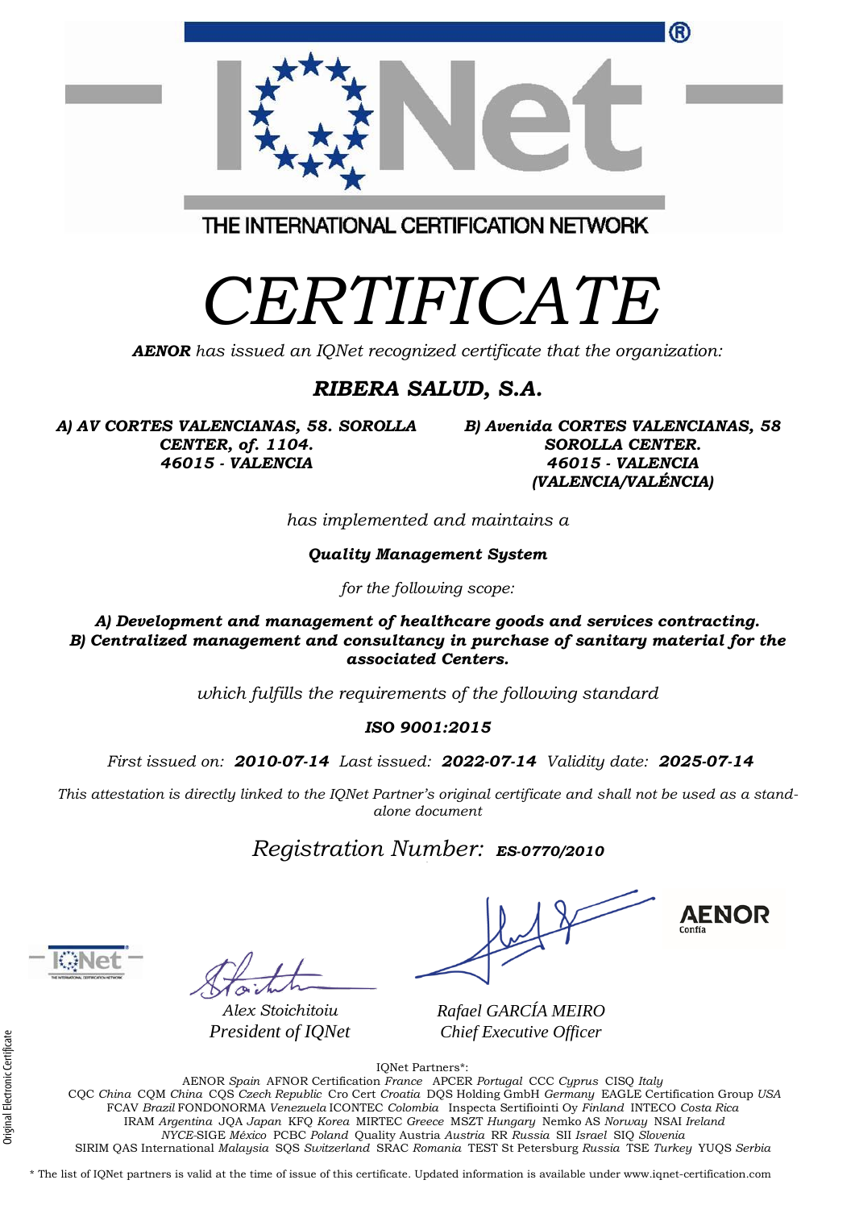THE INTERNATIONAL CERTIFICATION NETWORK

# CERTIFICATE

***AENOR*** *has issued an IQNet recognized certificate that the organization:*

## *RIBERA SALUD, S.A.*

***A) AV CORTES VALENCIANAS, 58. SOROLLA CENTER, of. 1104. 46015 - VALENCIA***

***B) Avenida CORTES VALENCIANAS, 58 SOROLLA CENTER. 46015 - VALENCIA (VALENCIA/VALÉNCIA)***

*has implemented and maintains a*

***Quality Management System***

*for the following scope:*

***A) Development and management of healthcare goods and services contracting.***
***B) Centralized management and consultancy in purchase of sanitary material for the associated Centers.***

*which fulfills the requirements of the following standard*

***ISO 9001:2015***

*First issued on:* ***2010-07-14*** *Last issued:* ***2022-07-14*** *Validity date:* ***2025-07-14***

*This attestation is directly linked to the IQNet Partner's original certificate and shall not be used as a stand-alone document*

*Registration Number:* ***ES-0770/2010***

*Alex Stoichitoiu*
*President of IQNet*

*Rafael GARCÍA MEIRO*
*Chief Executive Officer*

AENOR Confía

Original Electronic Certificate

IQNet Partners*:

AENOR *Spain* AFNOR Certification *France* APCER *Portugal* CCC *Cyprus* CISQ *Italy*
CQC *China* CQM *China* CQS *Czech Republic* Cro Cert *Croatia* DQS Holding GmbH *Germany* EAGLE Certification Group *USA*
FCAV *Brazil* FONDONORMA *Venezuela* ICONTEC *Colombia* Inspecta Sertifiointi Oy *Finland* INTECO *Costa Rica*
IRAM *Argentina* JQA *Japan* KFQ *Korea* MIRTEC *Greece* MSZT *Hungary* Nemko AS *Norway* NSAI *Ireland*
*NYCE*-SIGE *México* PCBC *Poland* Quality Austria *Austria* RR *Russia* SII *Israel* SIQ *Slovenia*
SIRIM QAS International *Malaysia* SQS *Switzerland* SRAC *Romania* TEST St Petersburg *Russia* TSE *Turkey* YUQS *Serbia*

\* The list of IQNet partners is valid at the time of issue of this certificate. Updated information is available under www.iqnet-certification.com